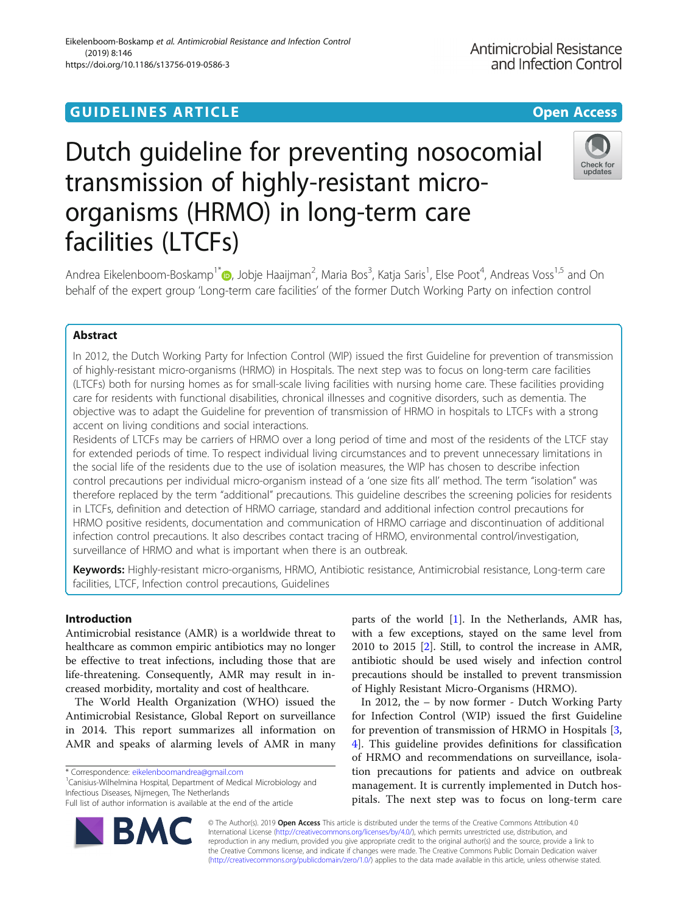GUIDELINES ARTICLE

Open Access

# Dutch guideline for preventing nosocomial transmission of highly-resistant micro-organisms (HRMO) in long-term care facilities (LTCFs)

Andrea Eikelenboom-Boskamp[1*], Jobje Haaijman[2], Maria Bos[3], Katja Saris[1], Else Poot[4], Andreas Voss[1,5] and On behalf of the expert group 'Long-term care facilities' of the former Dutch Working Party on infection control

## Abstract

In 2012, the Dutch Working Party for Infection Control (WIP) issued the first Guideline for prevention of transmission of highly-resistant micro-organisms (HRMO) in Hospitals. The next step was to focus on long-term care facilities (LTCFs) both for nursing homes as for small-scale living facilities with nursing home care. These facilities providing care for residents with functional disabilities, chronical illnesses and cognitive disorders, such as dementia. The objective was to adapt the Guideline for prevention of transmission of HRMO in hospitals to LTCFs with a strong accent on living conditions and social interactions.

Residents of LTCFs may be carriers of HRMO over a long period of time and most of the residents of the LTCF stay for extended periods of time. To respect individual living circumstances and to prevent unnecessary limitations in the social life of the residents due to the use of isolation measures, the WIP has chosen to describe infection control precautions per individual micro-organism instead of a 'one size fits all' method. The term "isolation" was therefore replaced by the term "additional" precautions. This guideline describes the screening policies for residents in LTCFs, definition and detection of HRMO carriage, standard and additional infection control precautions for HRMO positive residents, documentation and communication of HRMO carriage and discontinuation of additional infection control precautions. It also describes contact tracing of HRMO, environmental control/investigation, surveillance of HRMO and what is important when there is an outbreak.

**Keywords:** Highly-resistant micro-organisms, HRMO, Antibiotic resistance, Antimicrobial resistance, Long-term care facilities, LTCF, Infection control precautions, Guidelines

## Introduction

Antimicrobial resistance (AMR) is a worldwide threat to healthcare as common empiric antibiotics may no longer be effective to treat infections, including those that are life-threatening. Consequently, AMR may result in increased morbidity, mortality and cost of healthcare.

The World Health Organization (WHO) issued the Antimicrobial Resistance, Global Report on surveillance in 2014. This report summarizes all information on AMR and speaks of alarming levels of AMR in many parts of the world [1]. In the Netherlands, AMR has, with a few exceptions, stayed on the same level from 2010 to 2015 [2]. Still, to control the increase in AMR, antibiotic should be used wisely and infection control precautions should be installed to prevent transmission of Highly Resistant Micro-Organisms (HRMO).

In 2012, the – by now former - Dutch Working Party for Infection Control (WIP) issued the first Guideline for prevention of transmission of HRMO in Hospitals [3, 4]. This guideline provides definitions for classification of HRMO and recommendations on surveillance, isolation precautions for patients and advice on outbreak management. It is currently implemented in Dutch hospitals. The next step was to focus on long-term care

* Correspondence: eikelenboomandrea@gmail.com
[1]Canisius-Wilhelmina Hospital, Department of Medical Microbiology and Infectious Diseases, Nijmegen, The Netherlands
Full list of author information is available at the end of the article

© The Author(s). 2019 **Open Access** This article is distributed under the terms of the Creative Commons Attribution 4.0 International License (http://creativecommons.org/licenses/by/4.0/), which permits unrestricted use, distribution, and reproduction in any medium, provided you give appropriate credit to the original author(s) and the source, provide a link to the Creative Commons license, and indicate if changes were made. The Creative Commons Public Domain Dedication waiver (http://creativecommons.org/publicdomain/zero/1.0/) applies to the data made available in this article, unless otherwise stated.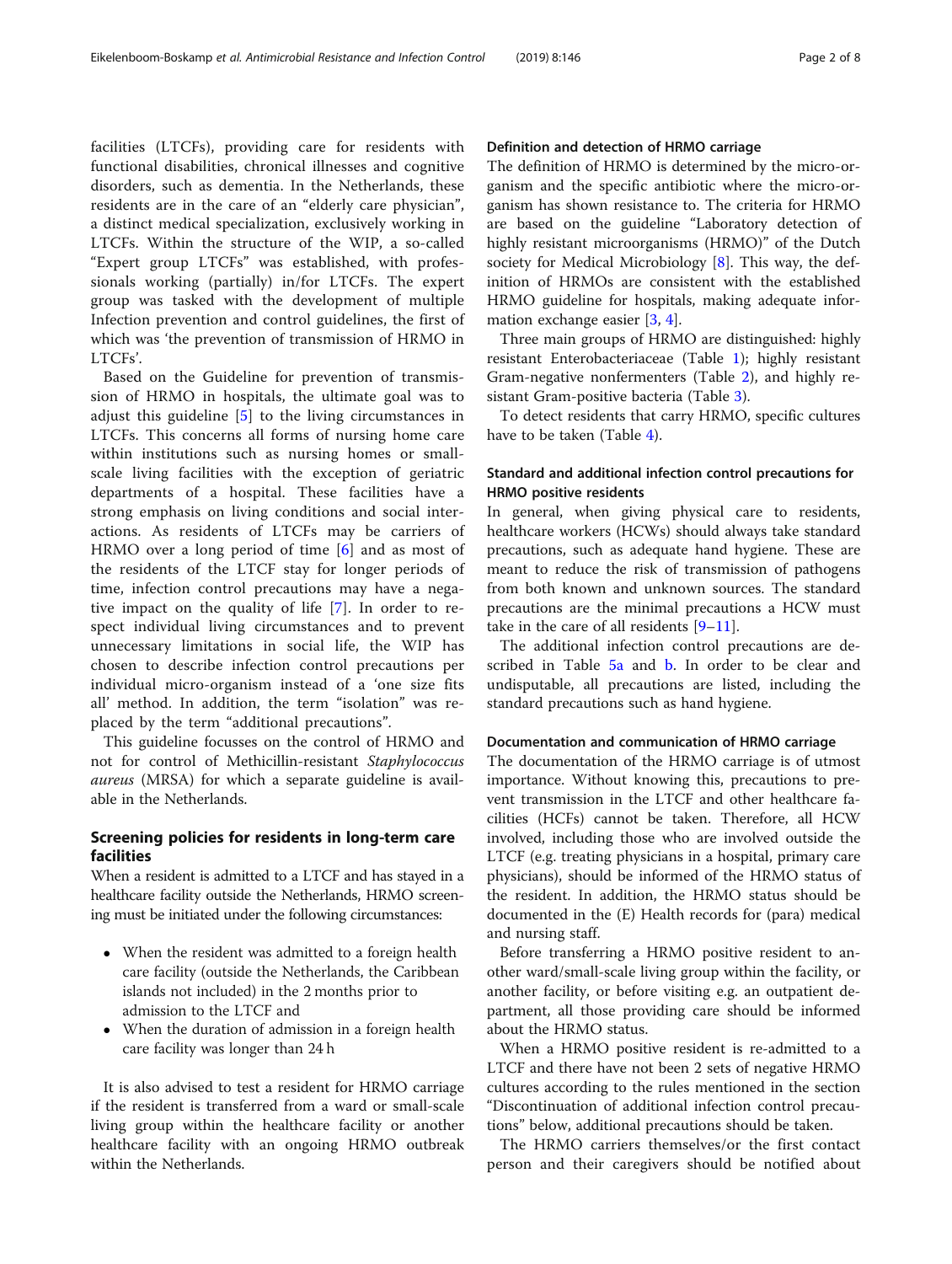facilities (LTCFs), providing care for residents with functional disabilities, chronical illnesses and cognitive disorders, such as dementia. In the Netherlands, these residents are in the care of an "elderly care physician", a distinct medical specialization, exclusively working in LTCFs. Within the structure of the WIP, a so-called "Expert group LTCFs" was established, with professionals working (partially) in/for LTCFs. The expert group was tasked with the development of multiple Infection prevention and control guidelines, the first of which was 'the prevention of transmission of HRMO in LTCFs'.

Based on the Guideline for prevention of transmission of HRMO in hospitals, the ultimate goal was to adjust this guideline [5] to the living circumstances in LTCFs. This concerns all forms of nursing home care within institutions such as nursing homes or small-scale living facilities with the exception of geriatric departments of a hospital. These facilities have a strong emphasis on living conditions and social interactions. As residents of LTCFs may be carriers of HRMO over a long period of time [6] and as most of the residents of the LTCF stay for longer periods of time, infection control precautions may have a negative impact on the quality of life [7]. In order to respect individual living circumstances and to prevent unnecessary limitations in social life, the WIP has chosen to describe infection control precautions per individual micro-organism instead of a 'one size fits all' method. In addition, the term "isolation" was replaced by the term "additional precautions".

This guideline focusses on the control of HRMO and not for control of Methicillin-resistant *Staphylococcus aureus* (MRSA) for which a separate guideline is available in the Netherlands.

## Screening policies for residents in long-term care facilities

When a resident is admitted to a LTCF and has stayed in a healthcare facility outside the Netherlands, HRMO screening must be initiated under the following circumstances:

- When the resident was admitted to a foreign health care facility (outside the Netherlands, the Caribbean islands not included) in the 2 months prior to admission to the LTCF and
- When the duration of admission in a foreign health care facility was longer than 24 h

It is also advised to test a resident for HRMO carriage if the resident is transferred from a ward or small-scale living group within the healthcare facility or another healthcare facility with an ongoing HRMO outbreak within the Netherlands.

### Definition and detection of HRMO carriage

The definition of HRMO is determined by the micro-organism and the specific antibiotic where the micro-organism has shown resistance to. The criteria for HRMO are based on the guideline "Laboratory detection of highly resistant microorganisms (HRMO)" of the Dutch society for Medical Microbiology [8]. This way, the definition of HRMOs are consistent with the established HRMO guideline for hospitals, making adequate information exchange easier [3, 4].

Three main groups of HRMO are distinguished: highly resistant Enterobacteriaceae (Table 1); highly resistant Gram-negative nonfermenters (Table 2), and highly resistant Gram-positive bacteria (Table 3).

To detect residents that carry HRMO, specific cultures have to be taken (Table 4).

### Standard and additional infection control precautions for HRMO positive residents

In general, when giving physical care to residents, healthcare workers (HCWs) should always take standard precautions, such as adequate hand hygiene. These are meant to reduce the risk of transmission of pathogens from both known and unknown sources. The standard precautions are the minimal precautions a HCW must take in the care of all residents [9–11].

The additional infection control precautions are described in Table 5a and b. In order to be clear and undisputable, all precautions are listed, including the standard precautions such as hand hygiene.

### Documentation and communication of HRMO carriage

The documentation of the HRMO carriage is of utmost importance. Without knowing this, precautions to prevent transmission in the LTCF and other healthcare facilities (HCFs) cannot be taken. Therefore, all HCW involved, including those who are involved outside the LTCF (e.g. treating physicians in a hospital, primary care physicians), should be informed of the HRMO status of the resident. In addition, the HRMO status should be documented in the (E) Health records for (para) medical and nursing staff.

Before transferring a HRMO positive resident to another ward/small-scale living group within the facility, or another facility, or before visiting e.g. an outpatient department, all those providing care should be informed about the HRMO status.

When a HRMO positive resident is re-admitted to a LTCF and there have not been 2 sets of negative HRMO cultures according to the rules mentioned in the section "Discontinuation of additional infection control precautions" below, additional precautions should be taken.

The HRMO carriers themselves/or the first contact person and their caregivers should be notified about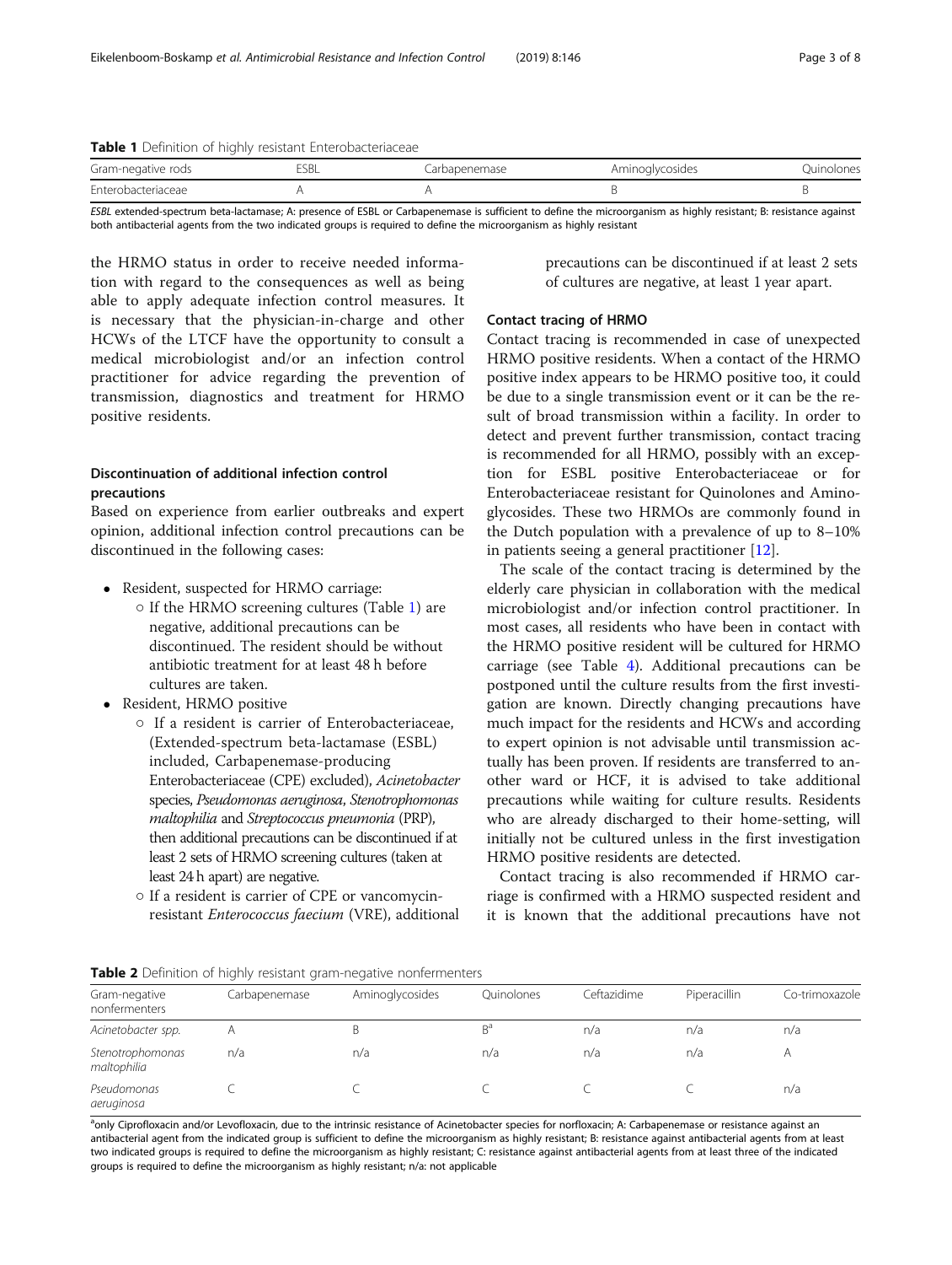**Table 1** Definition of highly resistant Enterobacteriaceae

| Gram-negative rods | ESBL | Carbapenemase | Aminoglycosides | Quinolones |
| --- | --- | --- | --- | --- |
| Enterobacteriaceae | A | A | B | B |

*ESBL* extended-spectrum beta-lactamase; A: presence of ESBL or Carbapenemase is sufficient to define the microorganism as highly resistant; B: resistance against both antibacterial agents from the two indicated groups is required to define the microorganism as highly resistant

the HRMO status in order to receive needed information with regard to the consequences as well as being able to apply adequate infection control measures. It is necessary that the physician-in-charge and other HCWs of the LTCF have the opportunity to consult a medical microbiologist and/or an infection control practitioner for advice regarding the prevention of transmission, diagnostics and treatment for HRMO positive residents.

## Discontinuation of additional infection control precautions

Based on experience from earlier outbreaks and expert opinion, additional infection control precautions can be discontinued in the following cases:

- Resident, suspected for HRMO carriage:
  - If the HRMO screening cultures (Table 1) are negative, additional precautions can be discontinued. The resident should be without antibiotic treatment for at least 48 h before cultures are taken.
- Resident, HRMO positive
  - If a resident is carrier of Enterobacteriaceae, (Extended-spectrum beta-lactamase (ESBL) included, Carbapenemase-producing Enterobacteriaceae (CPE) excluded), *Acinetobacter* species, *Pseudomonas aeruginosa*, *Stenotrophomonas maltophilia* and *Streptococcus pneumonia* (PRP), then additional precautions can be discontinued if at least 2 sets of HRMO screening cultures (taken at least 24 h apart) are negative.
  - If a resident is carrier of CPE or vancomycin-resistant *Enterococcus faecium* (VRE), additional precautions can be discontinued if at least 2 sets of cultures are negative, at least 1 year apart.

## Contact tracing of HRMO

Contact tracing is recommended in case of unexpected HRMO positive residents. When a contact of the HRMO positive index appears to be HRMO positive too, it could be due to a single transmission event or it can be the result of broad transmission within a facility. In order to detect and prevent further transmission, contact tracing is recommended for all HRMO, possibly with an exception for ESBL positive Enterobacteriaceae or for Enterobacteriaceae resistant for Quinolones and Aminoglycosides. These two HRMOs are commonly found in the Dutch population with a prevalence of up to 8–10% in patients seeing a general practitioner [12].

The scale of the contact tracing is determined by the elderly care physician in collaboration with the medical microbiologist and/or infection control practitioner. In most cases, all residents who have been in contact with the HRMO positive resident will be cultured for HRMO carriage (see Table 4). Additional precautions can be postponed until the culture results from the first investigation are known. Directly changing precautions have much impact for the residents and HCWs and according to expert opinion is not advisable until transmission actually has been proven. If residents are transferred to another ward or HCF, it is advised to take additional precautions while waiting for culture results. Residents who are already discharged to their home-setting, will initially not be cultured unless in the first investigation HRMO positive residents are detected.

Contact tracing is also recommended if HRMO carriage is confirmed with a HRMO suspected resident and it is known that the additional precautions have not

**Table 2** Definition of highly resistant gram-negative nonfermenters

| Gram-negative nonfermenters | Carbapenemase | Aminoglycosides | Quinolones | Ceftazidime | Piperacillin | Co-trimoxazole |
| --- | --- | --- | --- | --- | --- | --- |
| *Acinetobacter spp.* | A | B | B[a] | n/a | n/a | n/a |
| *Stenotrophomonas maltophilia* | n/a | n/a | n/a | n/a | n/a | A |
| *Pseudomonas aeruginosa* | C | C | C | C | C | n/a |

[a]only Ciprofloxacin and/or Levofloxacin, due to the intrinsic resistance of Acinetobacter species for norfloxacin; A: Carbapenemase or resistance against an antibacterial agent from the indicated group is sufficient to define the microorganism as highly resistant; B: resistance against antibacterial agents from at least two indicated groups is required to define the microorganism as highly resistant; C: resistance against antibacterial agents from at least three of the indicated groups is required to define the microorganism as highly resistant; n/a: not applicable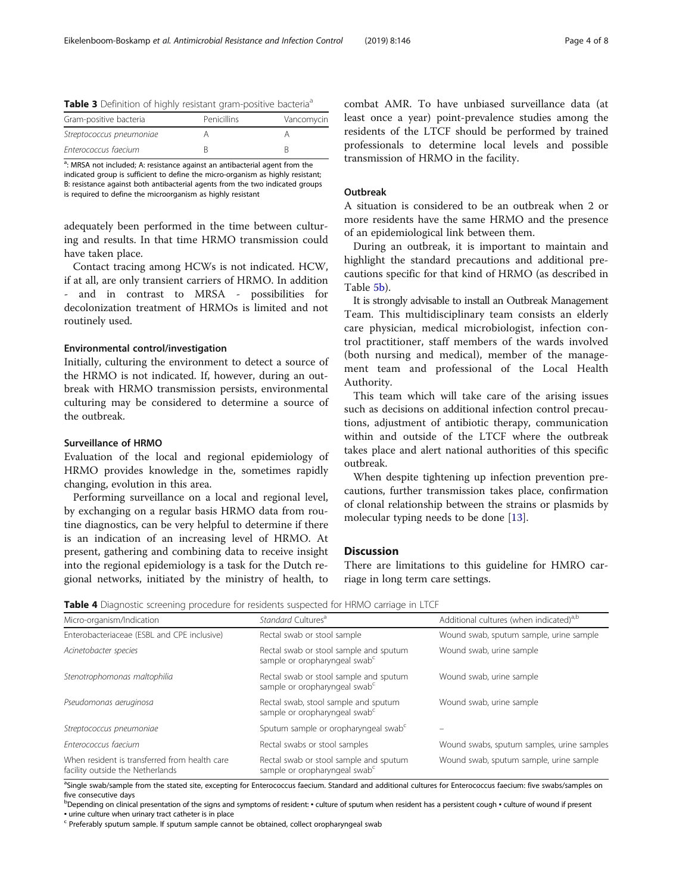**Table 3** Definition of highly resistant gram-positive bacteria[a]

| Gram-positive bacteria | Penicillins | Vancomycin |
| --- | --- | --- |
| *Streptococcus pneumoniae* | A | A |
| *Enterococcus faecium* | B | B |

[a]: MRSA not included; A: resistance against an antibacterial agent from the indicated group is sufficient to define the micro-organism as highly resistant; B: resistance against both antibacterial agents from the two indicated groups is required to define the microorganism as highly resistant

adequately been performed in the time between culturing and results. In that time HRMO transmission could have taken place.

Contact tracing among HCWs is not indicated. HCW, if at all, are only transient carriers of HRMO. In addition - and in contrast to MRSA - possibilities for decolonization treatment of HRMOs is limited and not routinely used.

#### Environmental control/investigation

Initially, culturing the environment to detect a source of the HRMO is not indicated. If, however, during an outbreak with HRMO transmission persists, environmental culturing may be considered to determine a source of the outbreak.

#### Surveillance of HRMO

Evaluation of the local and regional epidemiology of HRMO provides knowledge in the, sometimes rapidly changing, evolution in this area.

Performing surveillance on a local and regional level, by exchanging on a regular basis HRMO data from routine diagnostics, can be very helpful to determine if there is an indication of an increasing level of HRMO. At present, gathering and combining data to receive insight into the regional epidemiology is a task for the Dutch regional networks, initiated by the ministry of health, to combat AMR. To have unbiased surveillance data (at least once a year) point-prevalence studies among the residents of the LTCF should be performed by trained professionals to determine local levels and possible transmission of HRMO in the facility.

#### Outbreak

A situation is considered to be an outbreak when 2 or more residents have the same HRMO and the presence of an epidemiological link between them.

During an outbreak, it is important to maintain and highlight the standard precautions and additional precautions specific for that kind of HRMO (as described in Table 5b).

It is strongly advisable to install an Outbreak Management Team. This multidisciplinary team consists an elderly care physician, medical microbiologist, infection control practitioner, staff members of the wards involved (both nursing and medical), member of the management team and professional of the Local Health Authority.

This team which will take care of the arising issues such as decisions on additional infection control precautions, adjustment of antibiotic therapy, communication within and outside of the LTCF where the outbreak takes place and alert national authorities of this specific outbreak.

When despite tightening up infection prevention precautions, further transmission takes place, confirmation of clonal relationship between the strains or plasmids by molecular typing needs to be done [13].

## Discussion

There are limitations to this guideline for HMRO carriage in long term care settings.

**Table 4** Diagnostic screening procedure for residents suspected for HRMO carriage in LTCF

| Micro-organism/Indication | *Standard* Cultures[a] | Additional cultures (when indicated)[a,b] |
| --- | --- | --- |
| Enterobacteriaceae (ESBL and CPE inclusive) | Rectal swab or stool sample | Wound swab, sputum sample, urine sample |
| *Acinetobacter species* | Rectal swab or stool sample and sputum sample or oropharyngeal swab[c] | Wound swab, urine sample |
| *Stenotrophomonas maltophilia* | Rectal swab or stool sample and sputum sample or oropharyngeal swab[c] | Wound swab, urine sample |
| *Pseudomonas aeruginosa* | Rectal swab, stool sample and sputum sample or oropharyngeal swab[c] | Wound swab, urine sample |
| *Streptococcus pneumoniae* | Sputum sample or oropharyngeal swab[c] | – |
| *Enterococcus faecium* | Rectal swabs or stool samples | Wound swabs, sputum samples, urine samples |
| When resident is transferred from health care facility outside the Netherlands | Rectal swab or stool sample and sputum sample or oropharyngeal swab[c] | Wound swab, sputum sample, urine sample |

[a]Single swab/sample from the stated site, excepting for Enterococcus faecium. Standard and additional cultures for Enterococcus faecium: five swabs/samples on five consecutive days

[b]Depending on clinical presentation of the signs and symptoms of resident: • culture of sputum when resident has a persistent cough • culture of wound if present • urine culture when urinary tract catheter is in place

[c] Preferably sputum sample. If sputum sample cannot be obtained, collect oropharyngeal swab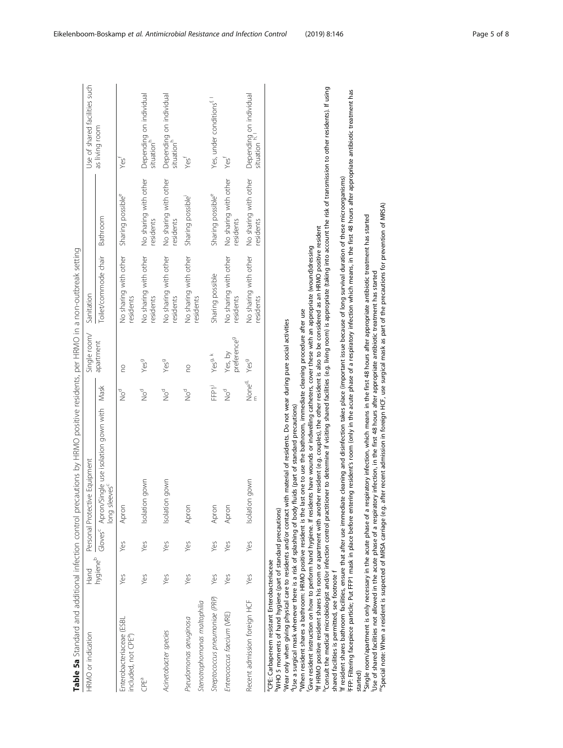**Table 5a** Standard and additional infection control precautions by HRMO positive residents, per HRMO in a non-outbreak setting

| HRMO or indication | Hand hygiene[b] | Personal Protective Equipment | | | Single room/ apartment | Sanitation | | Use of shared facilities such as living room |
|---|---|---|---|---|---|---|---|---|
| | | Gloves[c] | Apron/Single use isolation gown with long sleeves[c] | Mask | | Toilet/commode chair | Bathroom | |
| Enterobacteriaceae (ESBL included, not CPE[a]) | Yes | Yes | Apron | No[d] | no | No sharing with other residents | Sharing possible[e] | Yes[f] |
| CPE[a] | Yes | Yes | Isolation gown | No[d] | Yes[g] | No sharing with other residents | No sharing with other residents | Depending on individual situation[h] |
| *Acinetobacter species* | Yes | Yes | Isolation gown | No[d] | Yes[g] | No sharing with other residents | No sharing with other residents | Depending on individual situation[h] |
| *Pseudomonas aeruginosa* *Stenotrophomonas maltophilia* | Yes | Yes | Apron | No[d] | no | No sharing with other residents | Sharing possible[i] | Yes[f] |
| *Streptococcus pneumoniae* (PRP) | Yes | Yes | Apron | FFP1[j] | Yes[g, k] | Sharing possible | Sharing possible[e] | Yes, under conditions[f, l] |
| *Enterococcus faecium* (VRE) | Yes | Yes | Apron | No[d] | Yes, by preference[g] | No sharing with other residents | No sharing with other residents | Yes[f] |
| Recent admission foreign HCF | Yes | Yes | Isolation gown | None[d, m] | Yes[g] | No sharing with other residents | No sharing with other residents | Depending on individual situation[h, l] |

[a]CPE: Carbapenem resistant Enterobacteriaceae
[b]WHO 5 moments of hand hygiene (part of standard precautions)
[c]Wear only when giving physical care to residents and/or contact with material of residents. Do not wear during pure social activities
[d]Use a surgical mask whenever there is a risk of splashing of body fluids (part of standard precautions)
[e]When resident shares a bathroom: HRMO positive resident is the last one to use the bathroom, immediate cleaning procedure after use
[f]Give resident instruction on how to perform hand hygiene. If residents have wounds or indwelling catheters, cover these with an appropriate (wound)dressing
[g]If HRMO positive resident shares his room or apartment with another resident (e.g. couples), the other resident is also to be considered as an HRMO positive resident
[h]Consult the medical microbiologist and/or infection control practitioner to determine if visiting shared facilities (e.g. living room) is appropriate (taking into account the risk of transmission to other residents). If using shared facilities is permitted, see footnote f
[i]If resident shares bathroom facilities, ensure that after use immediate cleaning and disinfection takes place (important issue because of long survival duration of these microorganisms)
[j]FFP: Filtering facepiece particle; Put FFP1 mask in place before entering resident's room (only in the acute phase of a respiratory infection which means, in the first 48 hours after appropriate antibiotic treatment has started)
[k]Single room/apartment is only necessary in the acute phase of a respiratory infection, which means in the first 48 hours after appropriate antibiotic treatment has started
[l]Use of shared facilities not allowed in the acute phase of a respiratory infection, in the first 48 hours after appropriate antibiotic treatment has started
[m]Special note: When a resident is suspected of MRSA carriage (e.g. after recent admission in foreign HCF, use surgical mask as part of the precautions for prevention of MRSA)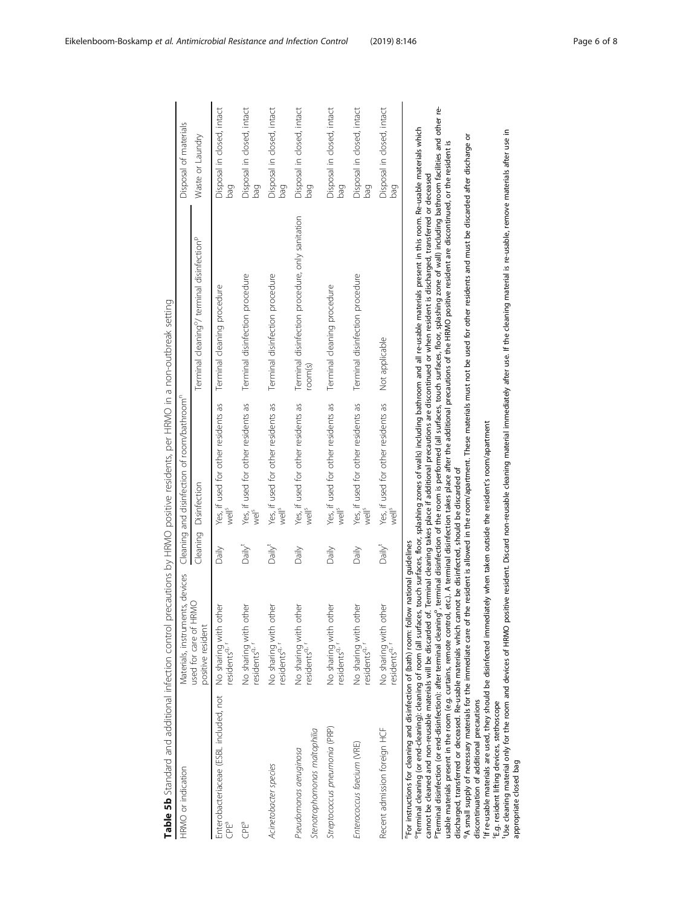**Table 5b** Standard and additional infection control precautions by HRMO positive residents, per HRMO in a non-outbreak setting

| HRMO or indication | Materials, instruments, devices used for care of HRMO positive resident | Cleaning and disinfection of room/bathroom[n] | | | Disposal of materials |
|---|---|---|---|---|---|
| | | Cleaning | Disinfection | Terminal cleaning[o]/ terminal disinfection[p] | Waste or Laundry |
| Enterobacteriaceae (ESBL included, not CPE[a]) | No sharing with other residents[q, r] | Daily | Yes, if used for other residents as well[s] | Terminal cleaning procedure | Disposal in closed, intact bag |
| CPE[a] | No sharing with other residents[q, r] | Daily[t] | Yes, if used for other residents as well[s] | Terminal disinfection procedure | Disposal in closed, intact bag |
| *Acinetobacter species* | No sharing with other residents[q, r] | Daily[t] | Yes, if used for other residents as well[s] | Terminal disinfection procedure | Disposal in closed, intact bag |
| *Pseudomonas aeruginosa* *Stenotrophomonas maltophilia* | No sharing with other residents[q, r] | Daily | Yes, if used for other residents as well[s] | Terminal disinfection procedure, only sanitation room(s) | Disposal in closed, intact bag |
| *Streptococcus pneumonia* (PRP) | No sharing with other residents[q, r] | Daily | Yes, if used for other residents as well[s] | Terminal cleaning procedure | Disposal in closed, intact bag |
| *Enterococcus faecium* (VRE) | No sharing with other residents[q, r] | Daily | Yes, if used for other residents as well[s] | Terminal disinfection procedure | Disposal in closed, intact bag |
| Recent admission foreign HCF | No sharing with other residents[q, r] | Daily[t] | Yes, if used for other residents as well[s] | Not applicable | Disposal in closed, intact bag |

[n]For instructions for cleaning and disinfection of (bath) room: follow national guidelines
[o]Terminal cleaning (or end-cleaning): cleaning of room (all surfaces, touch surfaces, floor, splashing zones of walls) including bathroom and all re-usable materials present in this room. Re-usable materials which cannot be cleaned and non-reusable materials will be discarded of. Terminal cleaning takes place if additional precautions are discontinued or when resident is discharged, transferred or deceased
[p]Terminal disinfection (or end-disinfection): after terminal cleaning[o], terminal disinfection of the room is performed (all surfaces, touch surfaces, floor, splashing zone of wall) including bathroom facilities and other re-usable materials present in the room (e.g. curtains, remote control, etc.). A terminal disinfection takes place after the additional precautions of the HRMO positive resident are discontinued, or the resident is discharged, transferred or deceased. Re-usable materials which cannot be disinfected, should be discarded of
[q]A small supply of necessary materials for the immediate care of the resident is allowed in the room/apartment. These materials must not be used for other residents and must be discarded after discharge or discontinuation of additional precautions
[r]If re-usable materials are used, they should be disinfected immediately when taken outside the resident's room/apartment
[s]E.g. resident lifting devices, stethoscope
[t]Use cleaning material only for the room and devices of HRMO positive resident. Discard non-reusable cleaning material immediately after use. If the cleaning material is re-usable, remove materials after use in appropriate closed bag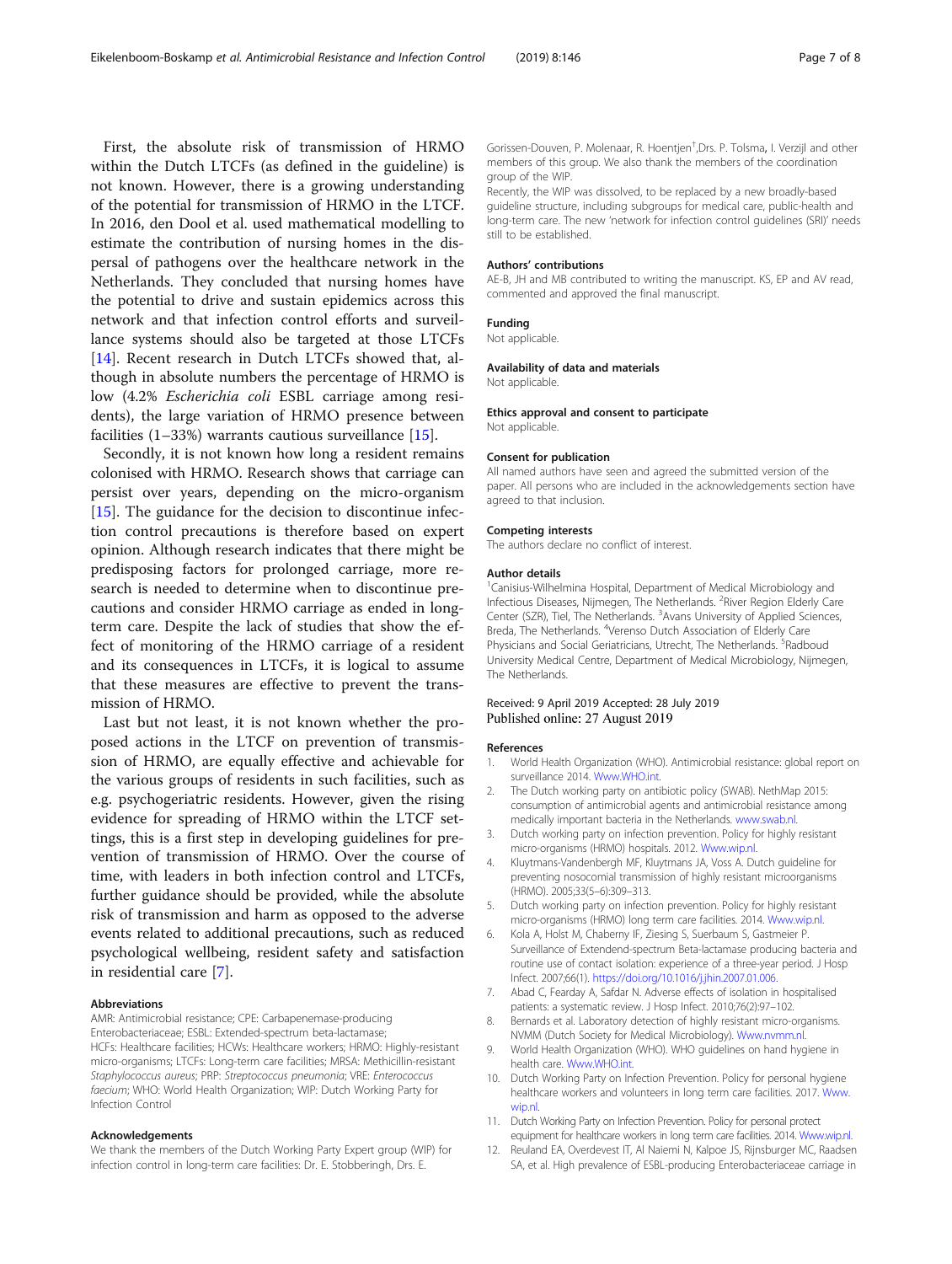First, the absolute risk of transmission of HRMO within the Dutch LTCFs (as defined in the guideline) is not known. However, there is a growing understanding of the potential for transmission of HRMO in the LTCF. In 2016, den Dool et al. used mathematical modelling to estimate the contribution of nursing homes in the dispersal of pathogens over the healthcare network in the Netherlands. They concluded that nursing homes have the potential to drive and sustain epidemics across this network and that infection control efforts and surveillance systems should also be targeted at those LTCFs [14]. Recent research in Dutch LTCFs showed that, although in absolute numbers the percentage of HRMO is low (4.2% *Escherichia coli* ESBL carriage among residents), the large variation of HRMO presence between facilities (1–33%) warrants cautious surveillance [15].

Secondly, it is not known how long a resident remains colonised with HRMO. Research shows that carriage can persist over years, depending on the micro-organism [15]. The guidance for the decision to discontinue infection control precautions is therefore based on expert opinion. Although research indicates that there might be predisposing factors for prolonged carriage, more research is needed to determine when to discontinue precautions and consider HRMO carriage as ended in long-term care. Despite the lack of studies that show the effect of monitoring of the HRMO carriage of a resident and its consequences in LTCFs, it is logical to assume that these measures are effective to prevent the transmission of HRMO.

Last but not least, it is not known whether the proposed actions in the LTCF on prevention of transmission of HRMO, are equally effective and achievable for the various groups of residents in such facilities, such as e.g. psychogeriatric residents. However, given the rising evidence for spreading of HRMO within the LTCF settings, this is a first step in developing guidelines for prevention of transmission of HRMO. Over the course of time, with leaders in both infection control and LTCFs, further guidance should be provided, while the absolute risk of transmission and harm as opposed to the adverse events related to additional precautions, such as reduced psychological wellbeing, resident safety and satisfaction in residential care [7].

#### Abbreviations

AMR: Antimicrobial resistance; CPE: Carbapenemase-producing Enterobacteriaceae; ESBL: Extended-spectrum beta-lactamase; HCFs: Healthcare facilities; HCWs: Healthcare workers; HRMO: Highly-resistant micro-organisms; LTCFs: Long-term care facilities; MRSA: Methicillin-resistant *Staphylococcus aureus*; PRP: *Streptococcus pneumonia*; VRE: *Enterococcus faecium*; WHO: World Health Organization; WIP: Dutch Working Party for Infection Control

#### Acknowledgements

We thank the members of the Dutch Working Party Expert group (WIP) for infection control in long-term care facilities: Dr. E. Stobberingh, Drs. E. Gorissen-Douven, P. Molenaar, R. Hoentjen†, Drs. P. Tolsma, I. Verzijl and other members of this group. We also thank the members of the coordination group of the WIP.

Recently, the WIP was dissolved, to be replaced by a new broadly-based guideline structure, including subgroups for medical care, public-health and long-term care. The new 'network for infection control guidelines (SRI)' needs still to be established.

#### Authors' contributions

AE-B, JH and MB contributed to writing the manuscript. KS, EP and AV read, commented and approved the final manuscript.

#### Funding

Not applicable.

#### Availability of data and materials

Not applicable.

#### Ethics approval and consent to participate

Not applicable.

#### Consent for publication

All named authors have seen and agreed the submitted version of the paper. All persons who are included in the acknowledgements section have agreed to that inclusion.

#### Competing interests

The authors declare no conflict of interest.

#### Author details

[1]Canisius-Wilhelmina Hospital, Department of Medical Microbiology and Infectious Diseases, Nijmegen, The Netherlands. [2]River Region Elderly Care Center (SZR), Tiel, The Netherlands. [3]Avans University of Applied Sciences, Breda, The Netherlands. [4]Verenso Dutch Association of Elderly Care Physicians and Social Geriatricians, Utrecht, The Netherlands. [5]Radboud University Medical Centre, Department of Medical Microbiology, Nijmegen, The Netherlands.

Received: 9 April 2019 Accepted: 28 July 2019
Published online: 27 August 2019

#### References

1. World Health Organization (WHO). Antimicrobial resistance: global report on surveillance 2014. Www.WHO.int.
2. The Dutch working party on antibiotic policy (SWAB). NethMap 2015: consumption of antimicrobial agents and antimicrobial resistance among medically important bacteria in the Netherlands. www.swab.nl.
3. Dutch working party on infection prevention. Policy for highly resistant micro-organisms (HRMO) hospitals. 2012. Www.wip.nl.
4. Kluytmans-Vandenbergh MF, Kluytmans JA, Voss A. Dutch guideline for preventing nosocomial transmission of highly resistant microorganisms (HRMO). 2005;33(5–6):309–313.
5. Dutch working party on infection prevention. Policy for highly resistant micro-organisms (HRMO) long term care facilities. 2014. Www.wip.nl.
6. Kola A, Holst M, Chaberny IF, Ziesing S, Suerbaum S, Gastmeier P. Surveillance of Extendend-spectrum Beta-lactamase producing bacteria and routine use of contact isolation: experience of a three-year period. J Hosp Infect. 2007;66(1). https://doi.org/10.1016/j.jhin.2007.01.006.
7. Abad C, Fearday A, Safdar N. Adverse effects of isolation in hospitalised patients: a systematic review. J Hosp Infect. 2010;76(2):97–102.
8. Bernards et al. Laboratory detection of highly resistant micro-organisms. NVMM (Dutch Society for Medical Microbiology). Www.nvmm.nl.
9. World Health Organization (WHO). WHO guidelines on hand hygiene in health care. Www.WHO.int.
10. Dutch Working Party on Infection Prevention. Policy for personal hygiene healthcare workers and volunteers in long term care facilities. 2017. Www.wip.nl.
11. Dutch Working Party on Infection Prevention. Policy for personal protect equipment for healthcare workers in long term care facilities. 2014. Www.wip.nl.
12. Reuland EA, Overdevest IT, Al Naiemi N, Kalpoe JS, Rijnsburger MC, Raadsen SA, et al. High prevalence of ESBL-producing Enterobacteriaceae carriage in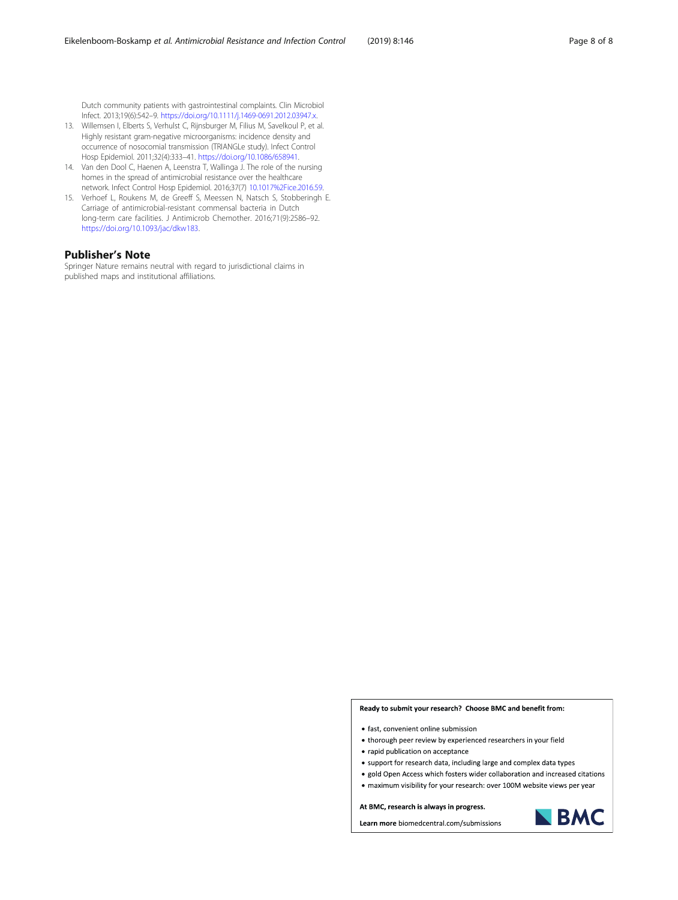Dutch community patients with gastrointestinal complaints. Clin Microbiol Infect. 2013;19(6):542–9. https://doi.org/10.1111/j.1469-0691.2012.03947.x.

13. Willemsen I, Elberts S, Verhulst C, Rijnsburger M, Filius M, Savelkoul P, et al. Highly resistant gram-negative microorganisms: incidence density and occurrence of nosocomial transmission (TRIANGLe study). Infect Control Hosp Epidemiol. 2011;32(4):333–41. https://doi.org/10.1086/658941.
14. Van den Dool C, Haenen A, Leenstra T, Wallinga J. The role of the nursing homes in the spread of antimicrobial resistance over the healthcare network. Infect Control Hosp Epidemiol. 2016;37(7) 10.1017%2Fice.2016.59.
15. Verhoef L, Roukens M, de Greeff S, Meessen N, Natsch S, Stobberingh E. Carriage of antimicrobial-resistant commensal bacteria in Dutch long-term care facilities. J Antimicrob Chemother. 2016;71(9):2586–92. https://doi.org/10.1093/jac/dkw183.

## Publisher's Note

Springer Nature remains neutral with regard to jurisdictional claims in published maps and institutional affiliations.

**Ready to submit your research? Choose BMC and benefit from:**

- fast, convenient online submission
- thorough peer review by experienced researchers in your field
- rapid publication on acceptance
- support for research data, including large and complex data types
- gold Open Access which fosters wider collaboration and increased citations
- maximum visibility for your research: over 100M website views per year

**At BMC, research is always in progress.**

**Learn more** biomedcentral.com/submissions

BMC